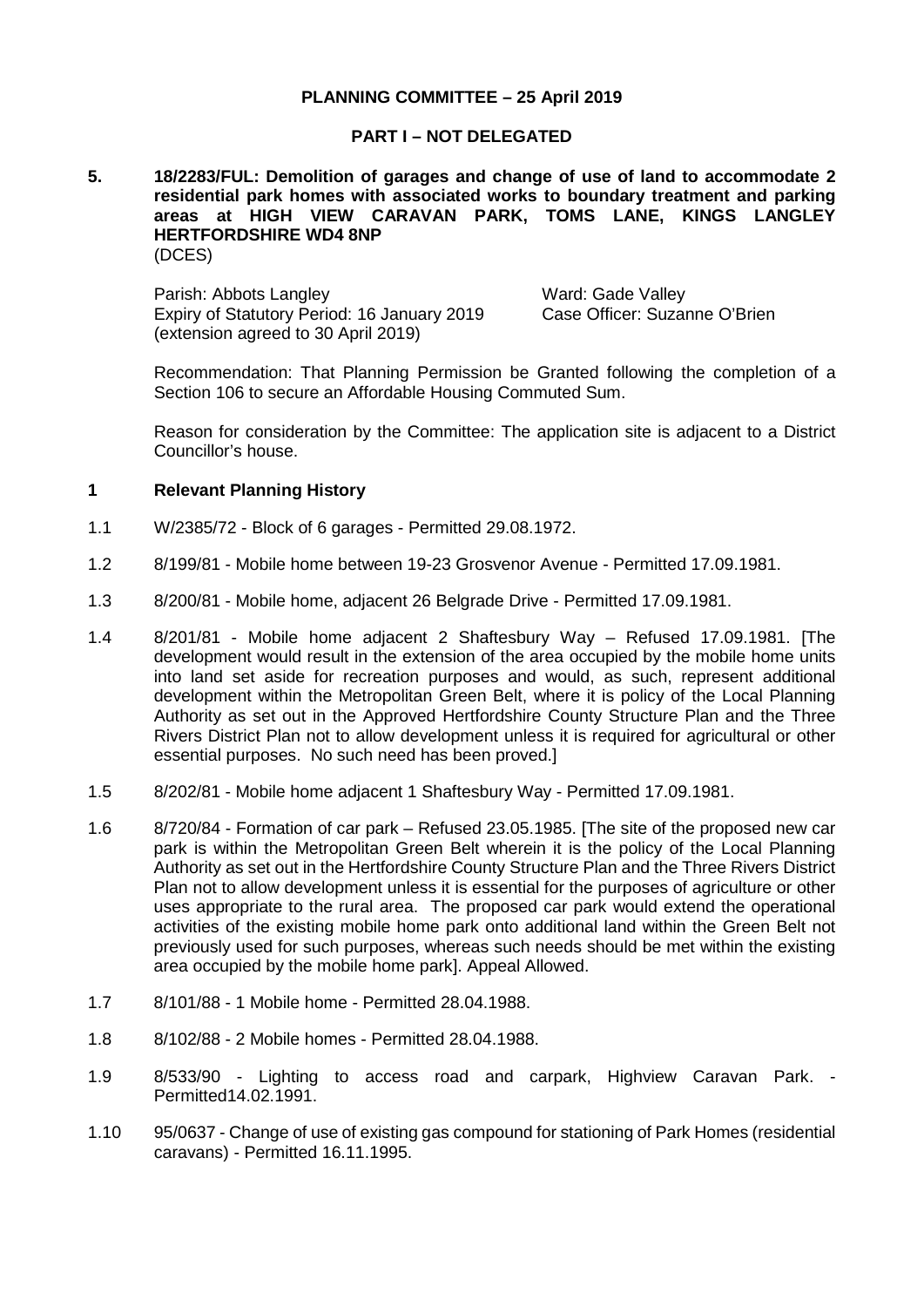**PLANNING COMMITTEE – 25 April 2019**

**PART I – NOT DELEGATED**

**5. 18/2283/FUL: Demolition of garages and change of use of land to accommodate 2 residential park homes with associated works to boundary treatment and parking areas at HIGH VIEW CARAVAN PARK, TOMS LANE, KINGS LANGLEY HERTFORDSHIRE WD4 8NP**
(DCES)

Parish: Abbots Langley
Ward: Gade Valley
Expiry of Statutory Period: 16 January 2019 (extension agreed to 30 April 2019)
Case Officer: Suzanne O'Brien

Recommendation: That Planning Permission be Granted following the completion of a Section 106 to secure an Affordable Housing Commuted Sum.

Reason for consideration by the Committee: The application site is adjacent to a District Councillor's house.

## 1 Relevant Planning History

1.1 W/2385/72 - Block of 6 garages - Permitted 29.08.1972.

1.2 8/199/81 - Mobile home between 19-23 Grosvenor Avenue - Permitted 17.09.1981.

1.3 8/200/81 - Mobile home, adjacent 26 Belgrade Drive - Permitted 17.09.1981.

1.4 8/201/81 - Mobile home adjacent 2 Shaftesbury Way – Refused 17.09.1981. [The development would result in the extension of the area occupied by the mobile home units into land set aside for recreation purposes and would, as such, represent additional development within the Metropolitan Green Belt, where it is policy of the Local Planning Authority as set out in the Approved Hertfordshire County Structure Plan and the Three Rivers District Plan not to allow development unless it is required for agricultural or other essential purposes. No such need has been proved.]

1.5 8/202/81 - Mobile home adjacent 1 Shaftesbury Way - Permitted 17.09.1981.

1.6 8/720/84 - Formation of car park – Refused 23.05.1985. [The site of the proposed new car park is within the Metropolitan Green Belt wherein it is the policy of the Local Planning Authority as set out in the Hertfordshire County Structure Plan and the Three Rivers District Plan not to allow development unless it is essential for the purposes of agriculture or other uses appropriate to the rural area. The proposed car park would extend the operational activities of the existing mobile home park onto additional land within the Green Belt not previously used for such purposes, whereas such needs should be met within the existing area occupied by the mobile home park]. Appeal Allowed.

1.7 8/101/88 - 1 Mobile home - Permitted 28.04.1988.

1.8 8/102/88 - 2 Mobile homes - Permitted 28.04.1988.

1.9 8/533/90 - Lighting to access road and carpark, Highview Caravan Park. - Permitted14.02.1991.

1.10 95/0637 - Change of use of existing gas compound for stationing of Park Homes (residential caravans) - Permitted 16.11.1995.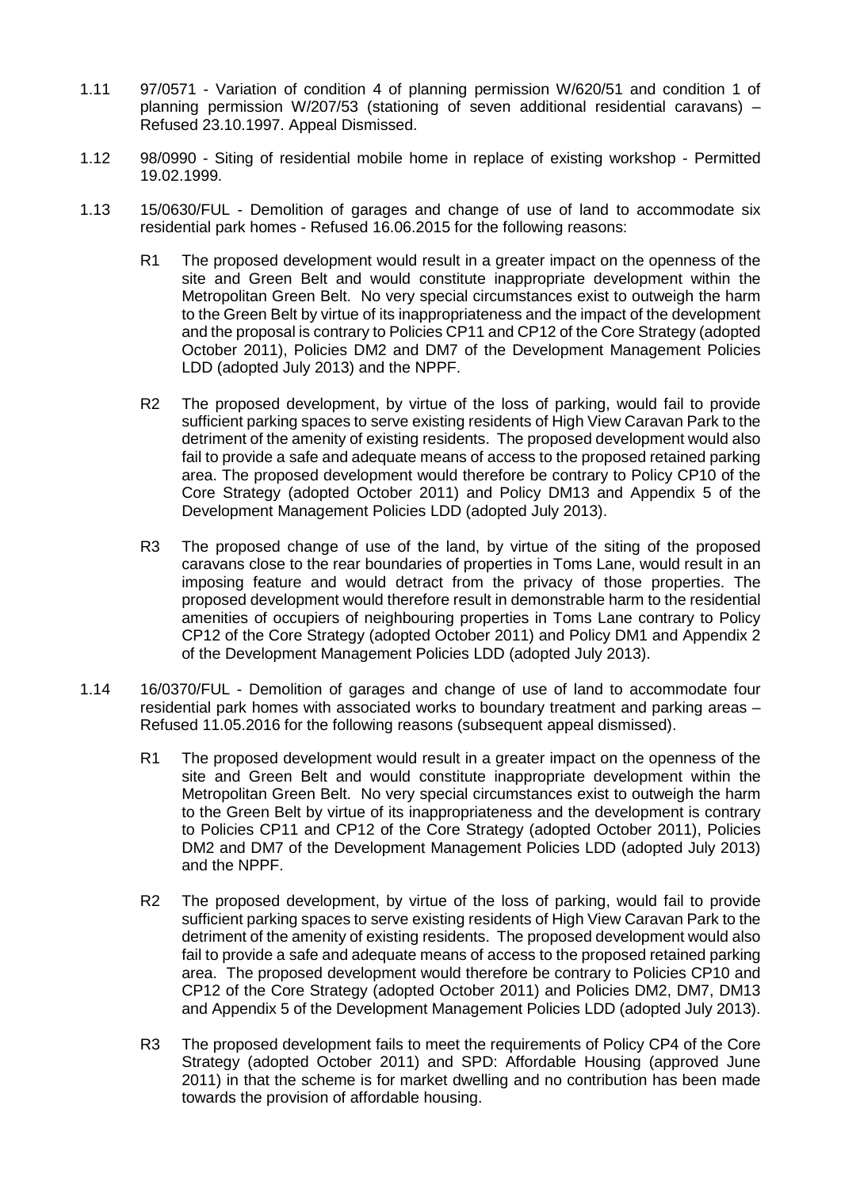1.11 97/0571 - Variation of condition 4 of planning permission W/620/51 and condition 1 of planning permission W/207/53 (stationing of seven additional residential caravans) – Refused 23.10.1997. Appeal Dismissed.

1.12 98/0990 - Siting of residential mobile home in replace of existing workshop - Permitted 19.02.1999.

1.13 15/0630/FUL - Demolition of garages and change of use of land to accommodate six residential park homes - Refused 16.06.2015 for the following reasons:

R1 The proposed development would result in a greater impact on the openness of the site and Green Belt and would constitute inappropriate development within the Metropolitan Green Belt. No very special circumstances exist to outweigh the harm to the Green Belt by virtue of its inappropriateness and the impact of the development and the proposal is contrary to Policies CP11 and CP12 of the Core Strategy (adopted October 2011), Policies DM2 and DM7 of the Development Management Policies LDD (adopted July 2013) and the NPPF.

R2 The proposed development, by virtue of the loss of parking, would fail to provide sufficient parking spaces to serve existing residents of High View Caravan Park to the detriment of the amenity of existing residents. The proposed development would also fail to provide a safe and adequate means of access to the proposed retained parking area. The proposed development would therefore be contrary to Policy CP10 of the Core Strategy (adopted October 2011) and Policy DM13 and Appendix 5 of the Development Management Policies LDD (adopted July 2013).

R3 The proposed change of use of the land, by virtue of the siting of the proposed caravans close to the rear boundaries of properties in Toms Lane, would result in an imposing feature and would detract from the privacy of those properties. The proposed development would therefore result in demonstrable harm to the residential amenities of occupiers of neighbouring properties in Toms Lane contrary to Policy CP12 of the Core Strategy (adopted October 2011) and Policy DM1 and Appendix 2 of the Development Management Policies LDD (adopted July 2013).

1.14 16/0370/FUL - Demolition of garages and change of use of land to accommodate four residential park homes with associated works to boundary treatment and parking areas – Refused 11.05.2016 for the following reasons (subsequent appeal dismissed).

R1 The proposed development would result in a greater impact on the openness of the site and Green Belt and would constitute inappropriate development within the Metropolitan Green Belt. No very special circumstances exist to outweigh the harm to the Green Belt by virtue of its inappropriateness and the development is contrary to Policies CP11 and CP12 of the Core Strategy (adopted October 2011), Policies DM2 and DM7 of the Development Management Policies LDD (adopted July 2013) and the NPPF.

R2 The proposed development, by virtue of the loss of parking, would fail to provide sufficient parking spaces to serve existing residents of High View Caravan Park to the detriment of the amenity of existing residents. The proposed development would also fail to provide a safe and adequate means of access to the proposed retained parking area. The proposed development would therefore be contrary to Policies CP10 and CP12 of the Core Strategy (adopted October 2011) and Policies DM2, DM7, DM13 and Appendix 5 of the Development Management Policies LDD (adopted July 2013).

R3 The proposed development fails to meet the requirements of Policy CP4 of the Core Strategy (adopted October 2011) and SPD: Affordable Housing (approved June 2011) in that the scheme is for market dwelling and no contribution has been made towards the provision of affordable housing.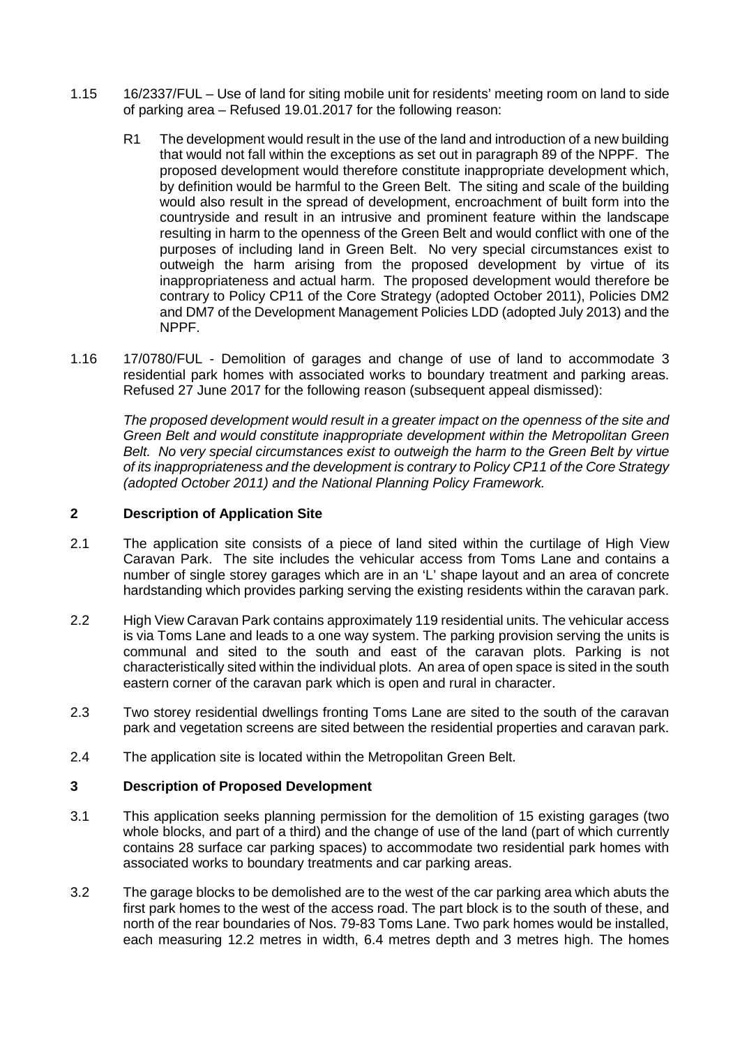1.15 16/2337/FUL – Use of land for siting mobile unit for residents' meeting room on land to side of parking area – Refused 19.01.2017 for the following reason:

R1 The development would result in the use of the land and introduction of a new building that would not fall within the exceptions as set out in paragraph 89 of the NPPF. The proposed development would therefore constitute inappropriate development which, by definition would be harmful to the Green Belt. The siting and scale of the building would also result in the spread of development, encroachment of built form into the countryside and result in an intrusive and prominent feature within the landscape resulting in harm to the openness of the Green Belt and would conflict with one of the purposes of including land in Green Belt. No very special circumstances exist to outweigh the harm arising from the proposed development by virtue of its inappropriateness and actual harm. The proposed development would therefore be contrary to Policy CP11 of the Core Strategy (adopted October 2011), Policies DM2 and DM7 of the Development Management Policies LDD (adopted July 2013) and the NPPF.

1.16 17/0780/FUL - Demolition of garages and change of use of land to accommodate 3 residential park homes with associated works to boundary treatment and parking areas. Refused 27 June 2017 for the following reason (subsequent appeal dismissed):

*The proposed development would result in a greater impact on the openness of the site and Green Belt and would constitute inappropriate development within the Metropolitan Green Belt. No very special circumstances exist to outweigh the harm to the Green Belt by virtue of its inappropriateness and the development is contrary to Policy CP11 of the Core Strategy (adopted October 2011) and the National Planning Policy Framework.*

## 2 Description of Application Site

2.1 The application site consists of a piece of land sited within the curtilage of High View Caravan Park. The site includes the vehicular access from Toms Lane and contains a number of single storey garages which are in an 'L' shape layout and an area of concrete hardstanding which provides parking serving the existing residents within the caravan park.

2.2 High View Caravan Park contains approximately 119 residential units. The vehicular access is via Toms Lane and leads to a one way system. The parking provision serving the units is communal and sited to the south and east of the caravan plots. Parking is not characteristically sited within the individual plots. An area of open space is sited in the south eastern corner of the caravan park which is open and rural in character.

2.3 Two storey residential dwellings fronting Toms Lane are sited to the south of the caravan park and vegetation screens are sited between the residential properties and caravan park.

2.4 The application site is located within the Metropolitan Green Belt.

## 3 Description of Proposed Development

3.1 This application seeks planning permission for the demolition of 15 existing garages (two whole blocks, and part of a third) and the change of use of the land (part of which currently contains 28 surface car parking spaces) to accommodate two residential park homes with associated works to boundary treatments and car parking areas.

3.2 The garage blocks to be demolished are to the west of the car parking area which abuts the first park homes to the west of the access road. The part block is to the south of these, and north of the rear boundaries of Nos. 79-83 Toms Lane. Two park homes would be installed, each measuring 12.2 metres in width, 6.4 metres depth and 3 metres high. The homes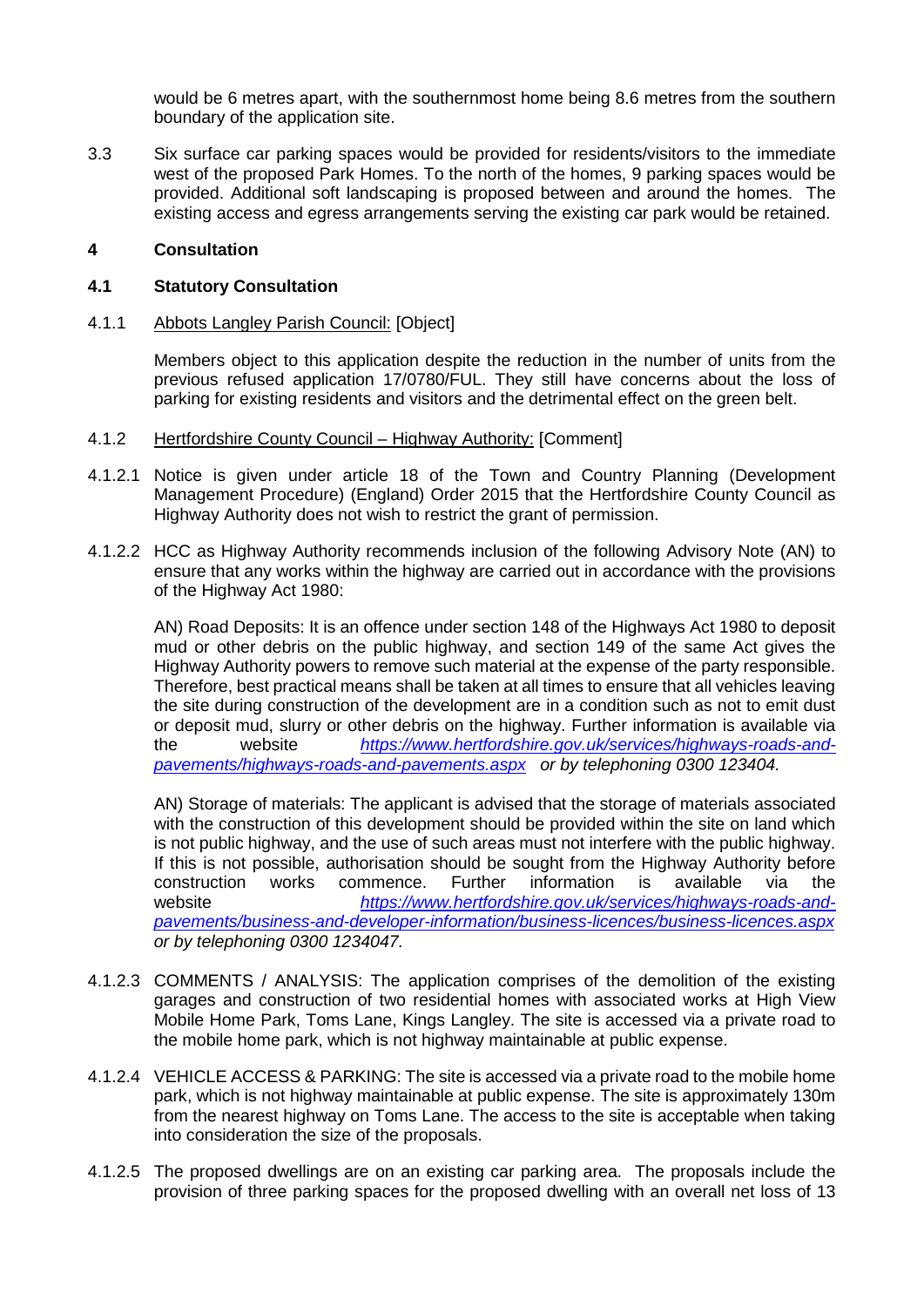would be 6 metres apart, with the southernmost home being 8.6 metres from the southern boundary of the application site.

3.3 Six surface car parking spaces would be provided for residents/visitors to the immediate west of the proposed Park Homes. To the north of the homes, 9 parking spaces would be provided. Additional soft landscaping is proposed between and around the homes. The existing access and egress arrangements serving the existing car park would be retained.

## 4 Consultation

### 4.1 Statutory Consultation

4.1.1 Abbots Langley Parish Council: [Object]

Members object to this application despite the reduction in the number of units from the previous refused application 17/0780/FUL. They still have concerns about the loss of parking for existing residents and visitors and the detrimental effect on the green belt.

4.1.2 Hertfordshire County Council – Highway Authority: [Comment]

4.1.2.1 Notice is given under article 18 of the Town and Country Planning (Development Management Procedure) (England) Order 2015 that the Hertfordshire County Council as Highway Authority does not wish to restrict the grant of permission.

4.1.2.2 HCC as Highway Authority recommends inclusion of the following Advisory Note (AN) to ensure that any works within the highway are carried out in accordance with the provisions of the Highway Act 1980:

AN) Road Deposits: It is an offence under section 148 of the Highways Act 1980 to deposit mud or other debris on the public highway, and section 149 of the same Act gives the Highway Authority powers to remove such material at the expense of the party responsible. Therefore, best practical means shall be taken at all times to ensure that all vehicles leaving the site during construction of the development are in a condition such as not to emit dust or deposit mud, slurry or other debris on the highway. Further information is available via the website *https://www.hertfordshire.gov.uk/services/highways-roads-and-pavements/highways-roads-and-pavements.aspx* *or by telephoning 0300 123404.*

AN) Storage of materials: The applicant is advised that the storage of materials associated with the construction of this development should be provided within the site on land which is not public highway, and the use of such areas must not interfere with the public highway. If this is not possible, authorisation should be sought from the Highway Authority before construction works commence. Further information is available via the website *https://www.hertfordshire.gov.uk/services/highways-roads-and-pavements/business-and-developer-information/business-licences/business-licences.aspx* *or by telephoning 0300 1234047.*

4.1.2.3 COMMENTS / ANALYSIS: The application comprises of the demolition of the existing garages and construction of two residential homes with associated works at High View Mobile Home Park, Toms Lane, Kings Langley. The site is accessed via a private road to the mobile home park, which is not highway maintainable at public expense.

4.1.2.4 VEHICLE ACCESS & PARKING: The site is accessed via a private road to the mobile home park, which is not highway maintainable at public expense. The site is approximately 130m from the nearest highway on Toms Lane. The access to the site is acceptable when taking into consideration the size of the proposals.

4.1.2.5 The proposed dwellings are on an existing car parking area. The proposals include the provision of three parking spaces for the proposed dwelling with an overall net loss of 13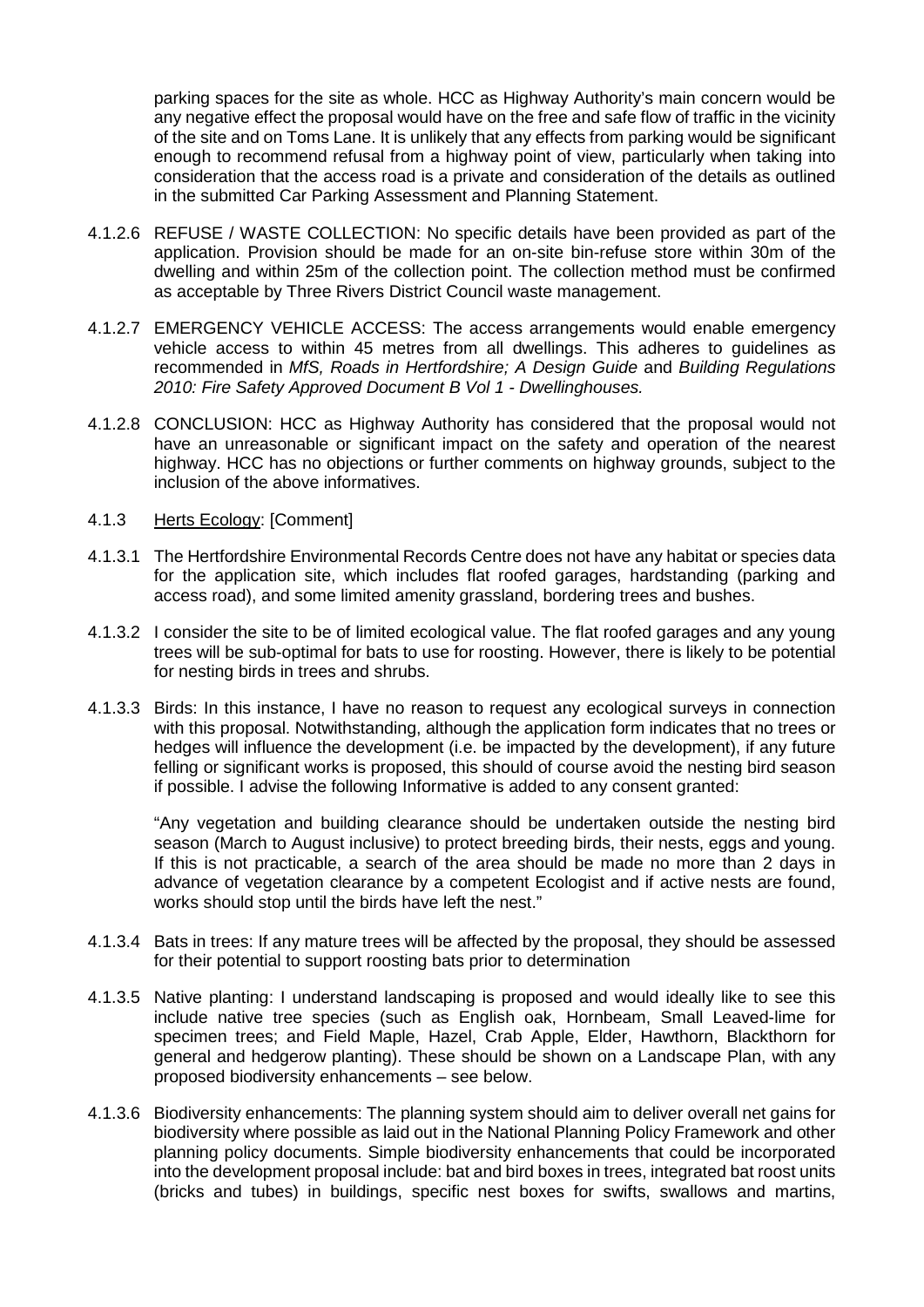parking spaces for the site as whole. HCC as Highway Authority's main concern would be any negative effect the proposal would have on the free and safe flow of traffic in the vicinity of the site and on Toms Lane. It is unlikely that any effects from parking would be significant enough to recommend refusal from a highway point of view, particularly when taking into consideration that the access road is a private and consideration of the details as outlined in the submitted Car Parking Assessment and Planning Statement.

4.1.2.6 REFUSE / WASTE COLLECTION: No specific details have been provided as part of the application. Provision should be made for an on-site bin-refuse store within 30m of the dwelling and within 25m of the collection point. The collection method must be confirmed as acceptable by Three Rivers District Council waste management.

4.1.2.7 EMERGENCY VEHICLE ACCESS: The access arrangements would enable emergency vehicle access to within 45 metres from all dwellings. This adheres to guidelines as recommended in *MfS, Roads in Hertfordshire; A Design Guide* and *Building Regulations 2010: Fire Safety Approved Document B Vol 1 - Dwellinghouses.*

4.1.2.8 CONCLUSION: HCC as Highway Authority has considered that the proposal would not have an unreasonable or significant impact on the safety and operation of the nearest highway. HCC has no objections or further comments on highway grounds, subject to the inclusion of the above informatives.

4.1.3 Herts Ecology: [Comment]

4.1.3.1 The Hertfordshire Environmental Records Centre does not have any habitat or species data for the application site, which includes flat roofed garages, hardstanding (parking and access road), and some limited amenity grassland, bordering trees and bushes.

4.1.3.2 I consider the site to be of limited ecological value. The flat roofed garages and any young trees will be sub-optimal for bats to use for roosting. However, there is likely to be potential for nesting birds in trees and shrubs.

4.1.3.3 Birds: In this instance, I have no reason to request any ecological surveys in connection with this proposal. Notwithstanding, although the application form indicates that no trees or hedges will influence the development (i.e. be impacted by the development), if any future felling or significant works is proposed, this should of course avoid the nesting bird season if possible. I advise the following Informative is added to any consent granted:

"Any vegetation and building clearance should be undertaken outside the nesting bird season (March to August inclusive) to protect breeding birds, their nests, eggs and young. If this is not practicable, a search of the area should be made no more than 2 days in advance of vegetation clearance by a competent Ecologist and if active nests are found, works should stop until the birds have left the nest."

4.1.3.4 Bats in trees: If any mature trees will be affected by the proposal, they should be assessed for their potential to support roosting bats prior to determination

4.1.3.5 Native planting: I understand landscaping is proposed and would ideally like to see this include native tree species (such as English oak, Hornbeam, Small Leaved-lime for specimen trees; and Field Maple, Hazel, Crab Apple, Elder, Hawthorn, Blackthorn for general and hedgerow planting). These should be shown on a Landscape Plan, with any proposed biodiversity enhancements – see below.

4.1.3.6 Biodiversity enhancements: The planning system should aim to deliver overall net gains for biodiversity where possible as laid out in the National Planning Policy Framework and other planning policy documents. Simple biodiversity enhancements that could be incorporated into the development proposal include: bat and bird boxes in trees, integrated bat roost units (bricks and tubes) in buildings, specific nest boxes for swifts, swallows and martins,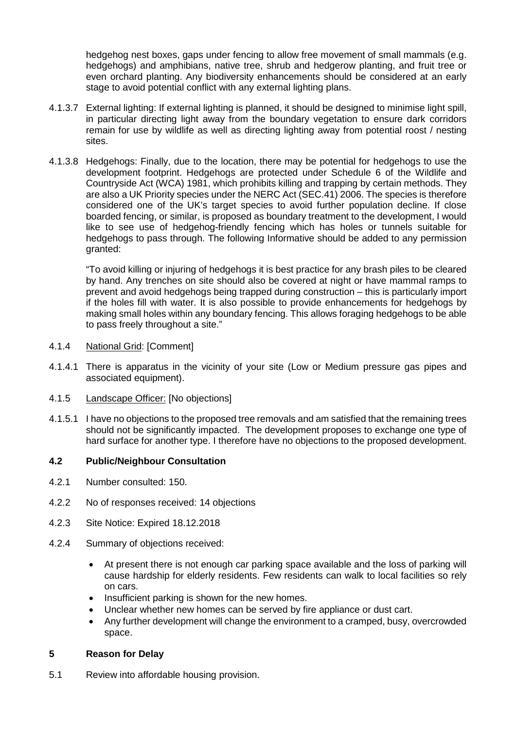hedgehog nest boxes, gaps under fencing to allow free movement of small mammals (e.g. hedgehogs) and amphibians, native tree, shrub and hedgerow planting, and fruit tree or even orchard planting. Any biodiversity enhancements should be considered at an early stage to avoid potential conflict with any external lighting plans.

4.1.3.7 External lighting: If external lighting is planned, it should be designed to minimise light spill, in particular directing light away from the boundary vegetation to ensure dark corridors remain for use by wildlife as well as directing lighting away from potential roost / nesting sites.

4.1.3.8 Hedgehogs: Finally, due to the location, there may be potential for hedgehogs to use the development footprint. Hedgehogs are protected under Schedule 6 of the Wildlife and Countryside Act (WCA) 1981, which prohibits killing and trapping by certain methods. They are also a UK Priority species under the NERC Act (SEC.41) 2006. The species is therefore considered one of the UK's target species to avoid further population decline. If close boarded fencing, or similar, is proposed as boundary treatment to the development, I would like to see use of hedgehog-friendly fencing which has holes or tunnels suitable for hedgehogs to pass through. The following Informative should be added to any permission granted:

"To avoid killing or injuring of hedgehogs it is best practice for any brash piles to be cleared by hand. Any trenches on site should also be covered at night or have mammal ramps to prevent and avoid hedgehogs being trapped during construction – this is particularly import if the holes fill with water. It is also possible to provide enhancements for hedgehogs by making small holes within any boundary fencing. This allows foraging hedgehogs to be able to pass freely throughout a site."

4.1.4 National Grid: [Comment]

4.1.4.1 There is apparatus in the vicinity of your site (Low or Medium pressure gas pipes and associated equipment).

4.1.5 Landscape Officer: [No objections]

4.1.5.1 I have no objections to the proposed tree removals and am satisfied that the remaining trees should not be significantly impacted. The development proposes to exchange one type of hard surface for another type. I therefore have no objections to the proposed development.

### 4.2 Public/Neighbour Consultation

4.2.1 Number consulted: 150.

4.2.2 No of responses received: 14 objections

4.2.3 Site Notice: Expired 18.12.2018

4.2.4 Summary of objections received:

- At present there is not enough car parking space available and the loss of parking will cause hardship for elderly residents. Few residents can walk to local facilities so rely on cars.
- Insufficient parking is shown for the new homes.
- Unclear whether new homes can be served by fire appliance or dust cart.
- Any further development will change the environment to a cramped, busy, overcrowded space.

## 5 Reason for Delay

5.1 Review into affordable housing provision.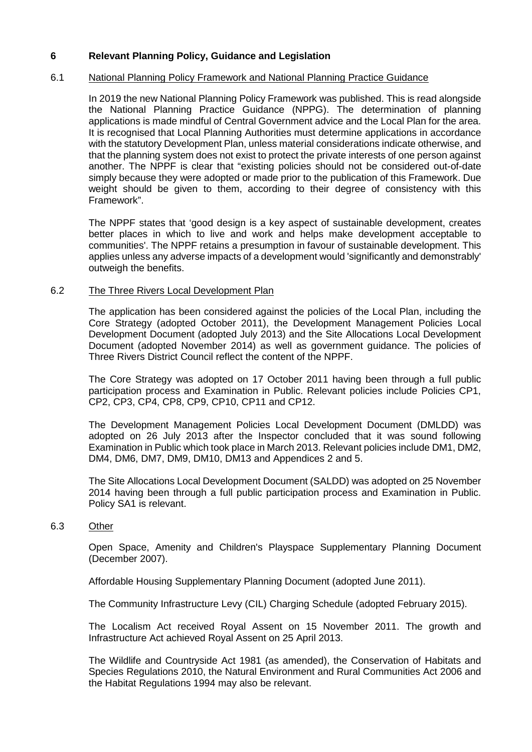## 6 Relevant Planning Policy, Guidance and Legislation

### 6.1 National Planning Policy Framework and National Planning Practice Guidance

In 2019 the new National Planning Policy Framework was published. This is read alongside the National Planning Practice Guidance (NPPG). The determination of planning applications is made mindful of Central Government advice and the Local Plan for the area. It is recognised that Local Planning Authorities must determine applications in accordance with the statutory Development Plan, unless material considerations indicate otherwise, and that the planning system does not exist to protect the private interests of one person against another. The NPPF is clear that "existing policies should not be considered out-of-date simply because they were adopted or made prior to the publication of this Framework. Due weight should be given to them, according to their degree of consistency with this Framework".

The NPPF states that 'good design is a key aspect of sustainable development, creates better places in which to live and work and helps make development acceptable to communities'. The NPPF retains a presumption in favour of sustainable development. This applies unless any adverse impacts of a development would 'significantly and demonstrably' outweigh the benefits.

### 6.2 The Three Rivers Local Development Plan

The application has been considered against the policies of the Local Plan, including the Core Strategy (adopted October 2011), the Development Management Policies Local Development Document (adopted July 2013) and the Site Allocations Local Development Document (adopted November 2014) as well as government guidance. The policies of Three Rivers District Council reflect the content of the NPPF.

The Core Strategy was adopted on 17 October 2011 having been through a full public participation process and Examination in Public. Relevant policies include Policies CP1, CP2, CP3, CP4, CP8, CP9, CP10, CP11 and CP12.

The Development Management Policies Local Development Document (DMLDD) was adopted on 26 July 2013 after the Inspector concluded that it was sound following Examination in Public which took place in March 2013. Relevant policies include DM1, DM2, DM4, DM6, DM7, DM9, DM10, DM13 and Appendices 2 and 5.

The Site Allocations Local Development Document (SALDD) was adopted on 25 November 2014 having been through a full public participation process and Examination in Public. Policy SA1 is relevant.

### 6.3 Other

Open Space, Amenity and Children's Playspace Supplementary Planning Document (December 2007).

Affordable Housing Supplementary Planning Document (adopted June 2011).

The Community Infrastructure Levy (CIL) Charging Schedule (adopted February 2015).

The Localism Act received Royal Assent on 15 November 2011. The growth and Infrastructure Act achieved Royal Assent on 25 April 2013.

The Wildlife and Countryside Act 1981 (as amended), the Conservation of Habitats and Species Regulations 2010, the Natural Environment and Rural Communities Act 2006 and the Habitat Regulations 1994 may also be relevant.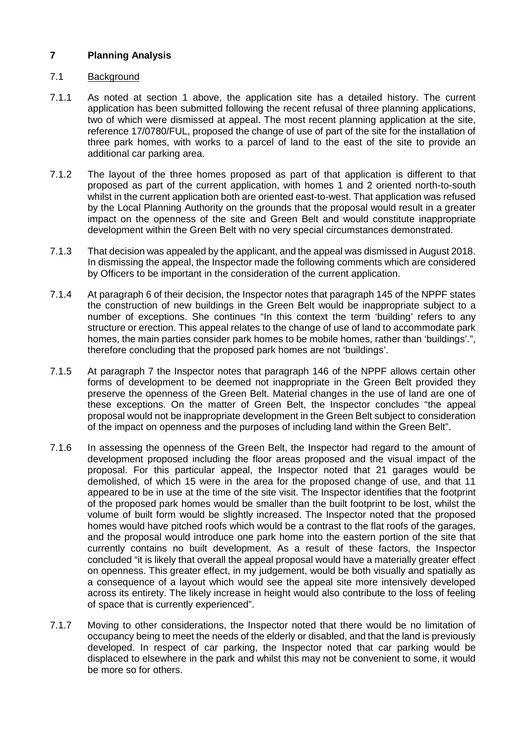## 7 Planning Analysis

### 7.1 Background

7.1.1 As noted at section 1 above, the application site has a detailed history. The current application has been submitted following the recent refusal of three planning applications, two of which were dismissed at appeal. The most recent planning application at the site, reference 17/0780/FUL, proposed the change of use of part of the site for the installation of three park homes, with works to a parcel of land to the east of the site to provide an additional car parking area.

7.1.2 The layout of the three homes proposed as part of that application is different to that proposed as part of the current application, with homes 1 and 2 oriented north-to-south whilst in the current application both are oriented east-to-west. That application was refused by the Local Planning Authority on the grounds that the proposal would result in a greater impact on the openness of the site and Green Belt and would constitute inappropriate development within the Green Belt with no very special circumstances demonstrated.

7.1.3 That decision was appealed by the applicant, and the appeal was dismissed in August 2018. In dismissing the appeal, the Inspector made the following comments which are considered by Officers to be important in the consideration of the current application.

7.1.4 At paragraph 6 of their decision, the Inspector notes that paragraph 145 of the NPPF states the construction of new buildings in the Green Belt would be inappropriate subject to a number of exceptions. She continues "In this context the term 'building' refers to any structure or erection. This appeal relates to the change of use of land to accommodate park homes, the main parties consider park homes to be mobile homes, rather than 'buildings'.", therefore concluding that the proposed park homes are not 'buildings'.

7.1.5 At paragraph 7 the Inspector notes that paragraph 146 of the NPPF allows certain other forms of development to be deemed not inappropriate in the Green Belt provided they preserve the openness of the Green Belt. Material changes in the use of land are one of these exceptions. On the matter of Green Belt, the Inspector concludes "the appeal proposal would not be inappropriate development in the Green Belt subject to consideration of the impact on openness and the purposes of including land within the Green Belt".

7.1.6 In assessing the openness of the Green Belt, the Inspector had regard to the amount of development proposed including the floor areas proposed and the visual impact of the proposal. For this particular appeal, the Inspector noted that 21 garages would be demolished, of which 15 were in the area for the proposed change of use, and that 11 appeared to be in use at the time of the site visit. The Inspector identifies that the footprint of the proposed park homes would be smaller than the built footprint to be lost, whilst the volume of built form would be slightly increased. The Inspector noted that the proposed homes would have pitched roofs which would be a contrast to the flat roofs of the garages, and the proposal would introduce one park home into the eastern portion of the site that currently contains no built development. As a result of these factors, the Inspector concluded "it is likely that overall the appeal proposal would have a materially greater effect on openness. This greater effect, in my judgement, would be both visually and spatially as a consequence of a layout which would see the appeal site more intensively developed across its entirety. The likely increase in height would also contribute to the loss of feeling of space that is currently experienced".

7.1.7 Moving to other considerations, the Inspector noted that there would be no limitation of occupancy being to meet the needs of the elderly or disabled, and that the land is previously developed. In respect of car parking, the Inspector noted that car parking would be displaced to elsewhere in the park and whilst this may not be convenient to some, it would be more so for others.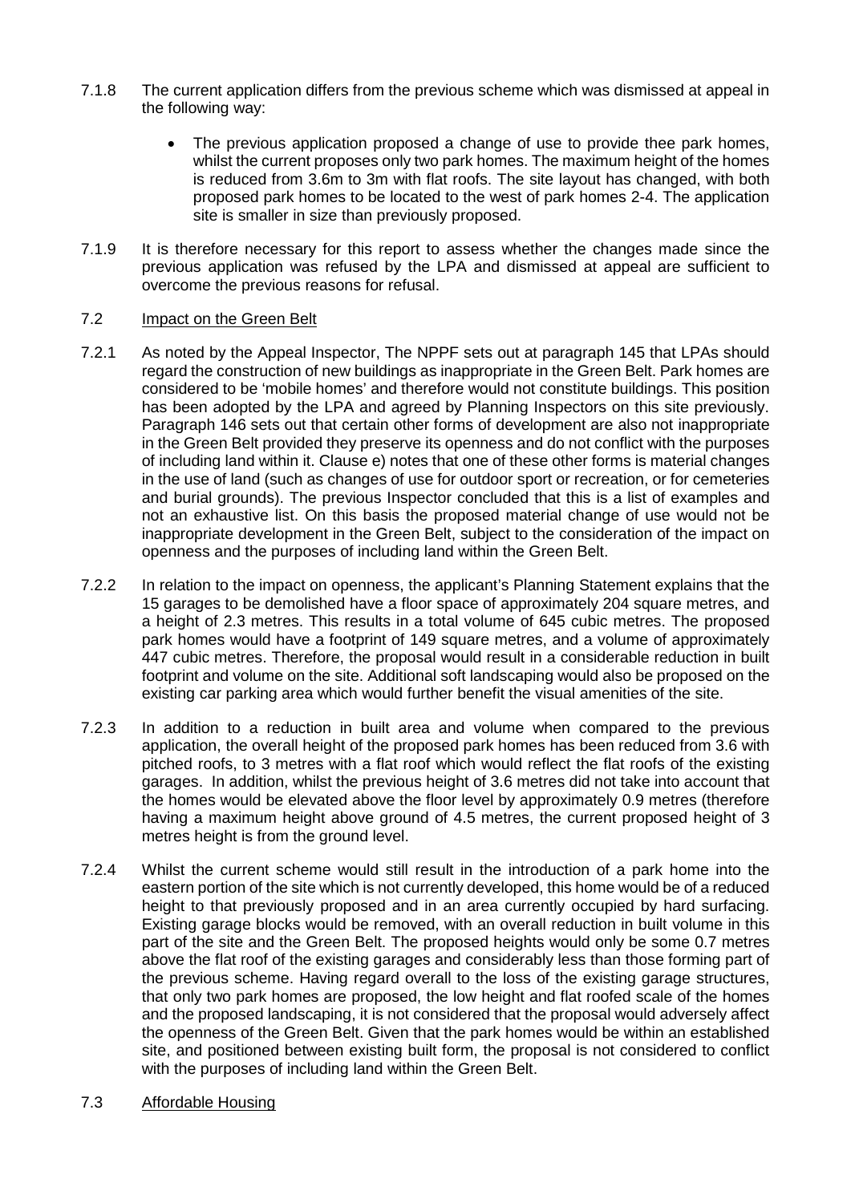7.1.8 The current application differs from the previous scheme which was dismissed at appeal in the following way:

- The previous application proposed a change of use to provide thee park homes, whilst the current proposes only two park homes. The maximum height of the homes is reduced from 3.6m to 3m with flat roofs. The site layout has changed, with both proposed park homes to be located to the west of park homes 2-4. The application site is smaller in size than previously proposed.

7.1.9 It is therefore necessary for this report to assess whether the changes made since the previous application was refused by the LPA and dismissed at appeal are sufficient to overcome the previous reasons for refusal.

7.2 Impact on the Green Belt

7.2.1 As noted by the Appeal Inspector, The NPPF sets out at paragraph 145 that LPAs should regard the construction of new buildings as inappropriate in the Green Belt. Park homes are considered to be 'mobile homes' and therefore would not constitute buildings. This position has been adopted by the LPA and agreed by Planning Inspectors on this site previously. Paragraph 146 sets out that certain other forms of development are also not inappropriate in the Green Belt provided they preserve its openness and do not conflict with the purposes of including land within it. Clause e) notes that one of these other forms is material changes in the use of land (such as changes of use for outdoor sport or recreation, or for cemeteries and burial grounds). The previous Inspector concluded that this is a list of examples and not an exhaustive list. On this basis the proposed material change of use would not be inappropriate development in the Green Belt, subject to the consideration of the impact on openness and the purposes of including land within the Green Belt.

7.2.2 In relation to the impact on openness, the applicant's Planning Statement explains that the 15 garages to be demolished have a floor space of approximately 204 square metres, and a height of 2.3 metres. This results in a total volume of 645 cubic metres. The proposed park homes would have a footprint of 149 square metres, and a volume of approximately 447 cubic metres. Therefore, the proposal would result in a considerable reduction in built footprint and volume on the site. Additional soft landscaping would also be proposed on the existing car parking area which would further benefit the visual amenities of the site.

7.2.3 In addition to a reduction in built area and volume when compared to the previous application, the overall height of the proposed park homes has been reduced from 3.6 with pitched roofs, to 3 metres with a flat roof which would reflect the flat roofs of the existing garages. In addition, whilst the previous height of 3.6 metres did not take into account that the homes would be elevated above the floor level by approximately 0.9 metres (therefore having a maximum height above ground of 4.5 metres, the current proposed height of 3 metres height is from the ground level.

7.2.4 Whilst the current scheme would still result in the introduction of a park home into the eastern portion of the site which is not currently developed, this home would be of a reduced height to that previously proposed and in an area currently occupied by hard surfacing. Existing garage blocks would be removed, with an overall reduction in built volume in this part of the site and the Green Belt. The proposed heights would only be some 0.7 metres above the flat roof of the existing garages and considerably less than those forming part of the previous scheme. Having regard overall to the loss of the existing garage structures, that only two park homes are proposed, the low height and flat roofed scale of the homes and the proposed landscaping, it is not considered that the proposal would adversely affect the openness of the Green Belt. Given that the park homes would be within an established site, and positioned between existing built form, the proposal is not considered to conflict with the purposes of including land within the Green Belt.

7.3 Affordable Housing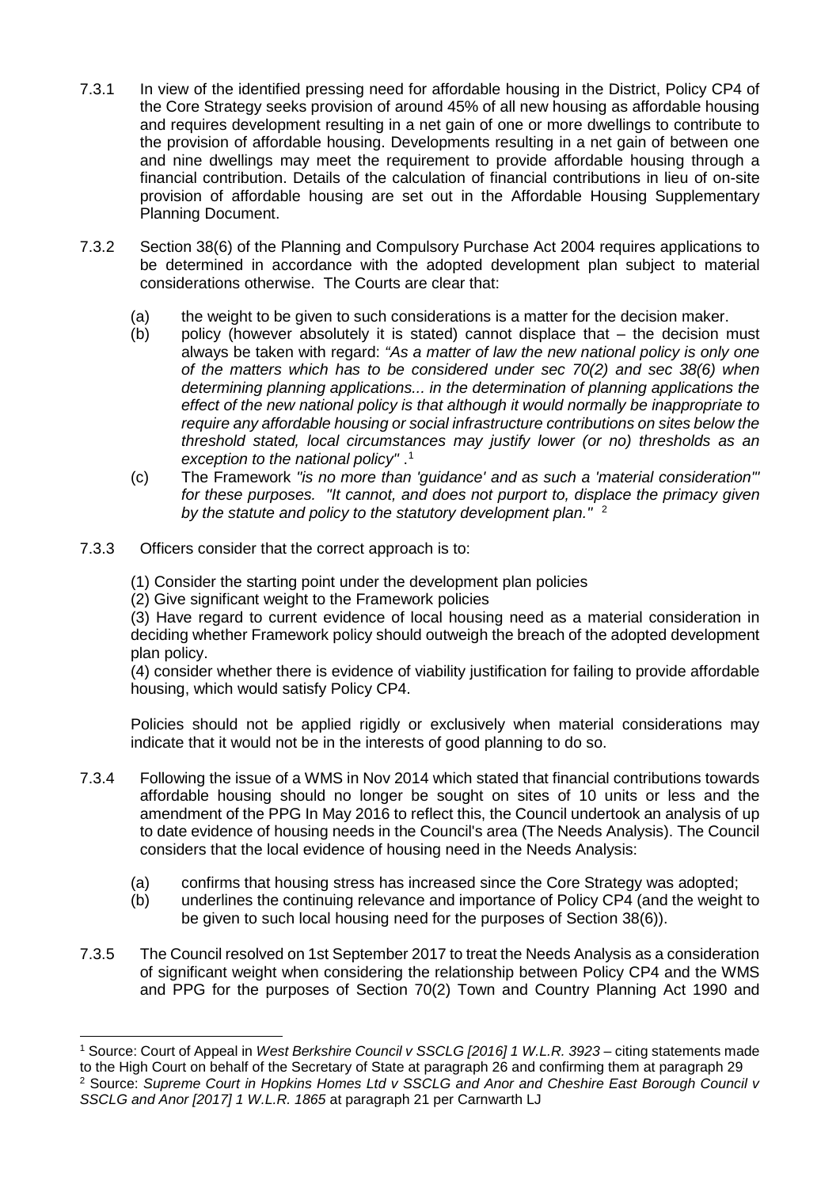7.3.1 In view of the identified pressing need for affordable housing in the District, Policy CP4 of the Core Strategy seeks provision of around 45% of all new housing as affordable housing and requires development resulting in a net gain of one or more dwellings to contribute to the provision of affordable housing. Developments resulting in a net gain of between one and nine dwellings may meet the requirement to provide affordable housing through a financial contribution. Details of the calculation of financial contributions in lieu of on-site provision of affordable housing are set out in the Affordable Housing Supplementary Planning Document.

7.3.2 Section 38(6) of the Planning and Compulsory Purchase Act 2004 requires applications to be determined in accordance with the adopted development plan subject to material considerations otherwise. The Courts are clear that:

(a) the weight to be given to such considerations is a matter for the decision maker.

(b) policy (however absolutely it is stated) cannot displace that – the decision must always be taken with regard: *"As a matter of law the new national policy is only one of the matters which has to be considered under sec 70(2) and sec 38(6) when determining planning applications... in the determination of planning applications the effect of the new national policy is that although it would normally be inappropriate to require any affordable housing or social infrastructure contributions on sites below the threshold stated, local circumstances may justify lower (or no) thresholds as an exception to the national policy"* .[1]

(c) The Framework *"is no more than 'guidance' and as such a 'material consideration'"* for these purposes. *"It cannot, and does not purport to, displace the primacy given by the statute and policy to the statutory development plan."* [2]

7.3.3 Officers consider that the correct approach is to:

(1) Consider the starting point under the development plan policies

(2) Give significant weight to the Framework policies

(3) Have regard to current evidence of local housing need as a material consideration in deciding whether Framework policy should outweigh the breach of the adopted development plan policy.

(4) consider whether there is evidence of viability justification for failing to provide affordable housing, which would satisfy Policy CP4.

Policies should not be applied rigidly or exclusively when material considerations may indicate that it would not be in the interests of good planning to do so.

7.3.4 Following the issue of a WMS in Nov 2014 which stated that financial contributions towards affordable housing should no longer be sought on sites of 10 units or less and the amendment of the PPG In May 2016 to reflect this, the Council undertook an analysis of up to date evidence of housing needs in the Council's area (The Needs Analysis). The Council considers that the local evidence of housing need in the Needs Analysis:

(a) confirms that housing stress has increased since the Core Strategy was adopted;

(b) underlines the continuing relevance and importance of Policy CP4 (and the weight to be given to such local housing need for the purposes of Section 38(6)).

7.3.5 The Council resolved on 1st September 2017 to treat the Needs Analysis as a consideration of significant weight when considering the relationship between Policy CP4 and the WMS and PPG for the purposes of Section 70(2) Town and Country Planning Act 1990 and

---

[1] Source: Court of Appeal in *West Berkshire Council v SSCLG [2016] 1 W.L.R. 3923* – citing statements made to the High Court on behalf of the Secretary of State at paragraph 26 and confirming them at paragraph 29

[2] Source: *Supreme Court in Hopkins Homes Ltd v SSCLG and Anor and Cheshire East Borough Council v SSCLG and Anor [2017] 1 W.L.R. 1865* at paragraph 21 per Carnwarth LJ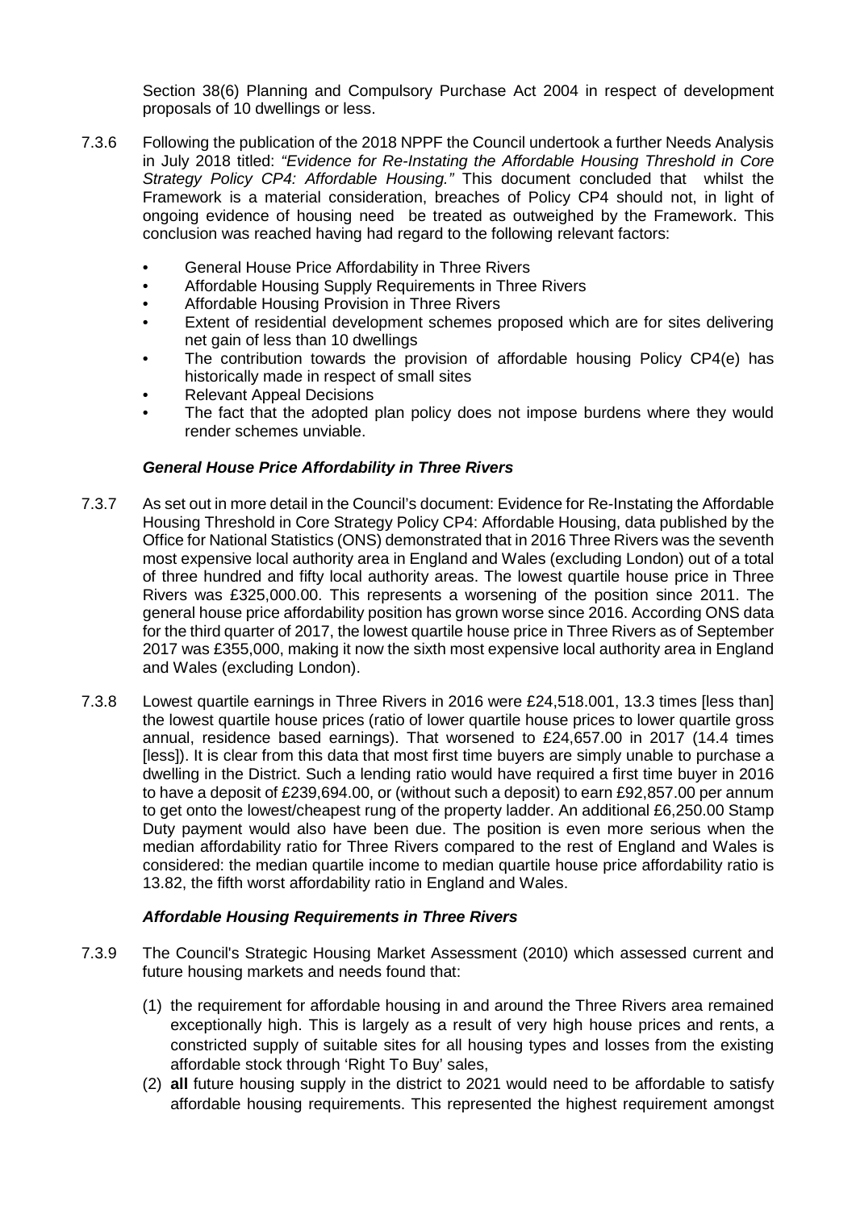Section 38(6) Planning and Compulsory Purchase Act 2004 in respect of development proposals of 10 dwellings or less.

7.3.6 Following the publication of the 2018 NPPF the Council undertook a further Needs Analysis in July 2018 titled: *"Evidence for Re-Instating the Affordable Housing Threshold in Core Strategy Policy CP4: Affordable Housing."* This document concluded that whilst the Framework is a material consideration, breaches of Policy CP4 should not, in light of ongoing evidence of housing need be treated as outweighed by the Framework. This conclusion was reached having had regard to the following relevant factors:

- General House Price Affordability in Three Rivers
- Affordable Housing Supply Requirements in Three Rivers
- Affordable Housing Provision in Three Rivers
- Extent of residential development schemes proposed which are for sites delivering net gain of less than 10 dwellings
- The contribution towards the provision of affordable housing Policy CP4(e) has historically made in respect of small sites
- Relevant Appeal Decisions
- The fact that the adopted plan policy does not impose burdens where they would render schemes unviable.

***General House Price Affordability in Three Rivers***

7.3.7 As set out in more detail in the Council's document: Evidence for Re-Instating the Affordable Housing Threshold in Core Strategy Policy CP4: Affordable Housing, data published by the Office for National Statistics (ONS) demonstrated that in 2016 Three Rivers was the seventh most expensive local authority area in England and Wales (excluding London) out of a total of three hundred and fifty local authority areas. The lowest quartile house price in Three Rivers was £325,000.00. This represents a worsening of the position since 2011. The general house price affordability position has grown worse since 2016. According ONS data for the third quarter of 2017, the lowest quartile house price in Three Rivers as of September 2017 was £355,000, making it now the sixth most expensive local authority area in England and Wales (excluding London).

7.3.8 Lowest quartile earnings in Three Rivers in 2016 were £24,518.001, 13.3 times [less than] the lowest quartile house prices (ratio of lower quartile house prices to lower quartile gross annual, residence based earnings). That worsened to £24,657.00 in 2017 (14.4 times [less]). It is clear from this data that most first time buyers are simply unable to purchase a dwelling in the District. Such a lending ratio would have required a first time buyer in 2016 to have a deposit of £239,694.00, or (without such a deposit) to earn £92,857.00 per annum to get onto the lowest/cheapest rung of the property ladder. An additional £6,250.00 Stamp Duty payment would also have been due. The position is even more serious when the median affordability ratio for Three Rivers compared to the rest of England and Wales is considered: the median quartile income to median quartile house price affordability ratio is 13.82, the fifth worst affordability ratio in England and Wales.

***Affordable Housing Requirements in Three Rivers***

7.3.9 The Council's Strategic Housing Market Assessment (2010) which assessed current and future housing markets and needs found that:

(1) the requirement for affordable housing in and around the Three Rivers area remained exceptionally high. This is largely as a result of very high house prices and rents, a constricted supply of suitable sites for all housing types and losses from the existing affordable stock through 'Right To Buy' sales,

(2) **all** future housing supply in the district to 2021 would need to be affordable to satisfy affordable housing requirements. This represented the highest requirement amongst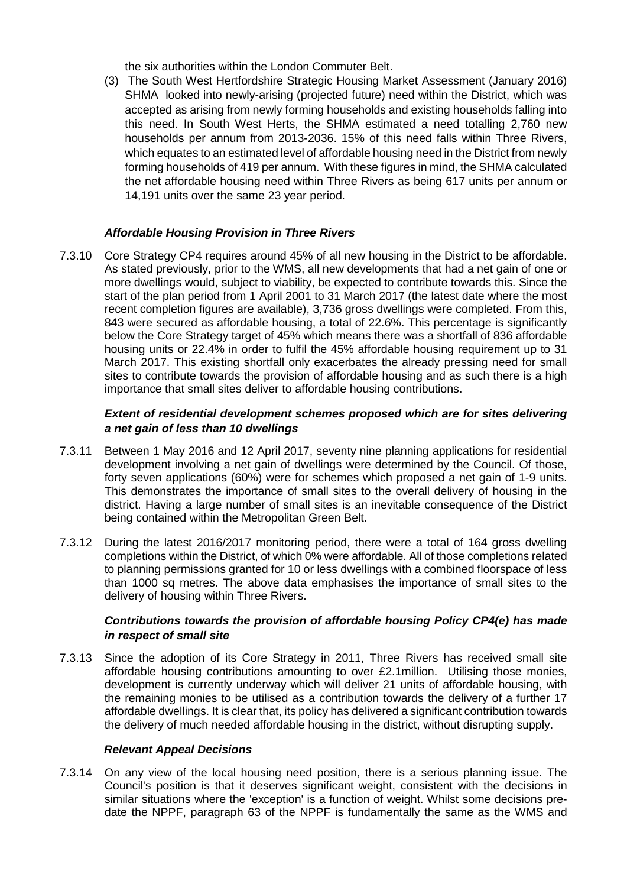the six authorities within the London Commuter Belt.

(3) The South West Hertfordshire Strategic Housing Market Assessment (January 2016) SHMA looked into newly-arising (projected future) need within the District, which was accepted as arising from newly forming households and existing households falling into this need. In South West Herts, the SHMA estimated a need totalling 2,760 new households per annum from 2013-2036. 15% of this need falls within Three Rivers, which equates to an estimated level of affordable housing need in the District from newly forming households of 419 per annum. With these figures in mind, the SHMA calculated the net affordable housing need within Three Rivers as being 617 units per annum or 14,191 units over the same 23 year period.

***Affordable Housing Provision in Three Rivers***

7.3.10 Core Strategy CP4 requires around 45% of all new housing in the District to be affordable. As stated previously, prior to the WMS, all new developments that had a net gain of one or more dwellings would, subject to viability, be expected to contribute towards this. Since the start of the plan period from 1 April 2001 to 31 March 2017 (the latest date where the most recent completion figures are available), 3,736 gross dwellings were completed. From this, 843 were secured as affordable housing, a total of 22.6%. This percentage is significantly below the Core Strategy target of 45% which means there was a shortfall of 836 affordable housing units or 22.4% in order to fulfil the 45% affordable housing requirement up to 31 March 2017. This existing shortfall only exacerbates the already pressing need for small sites to contribute towards the provision of affordable housing and as such there is a high importance that small sites deliver to affordable housing contributions.

***Extent of residential development schemes proposed which are for sites delivering a net gain of less than 10 dwellings***

7.3.11 Between 1 May 2016 and 12 April 2017, seventy nine planning applications for residential development involving a net gain of dwellings were determined by the Council. Of those, forty seven applications (60%) were for schemes which proposed a net gain of 1-9 units. This demonstrates the importance of small sites to the overall delivery of housing in the district. Having a large number of small sites is an inevitable consequence of the District being contained within the Metropolitan Green Belt.

7.3.12 During the latest 2016/2017 monitoring period, there were a total of 164 gross dwelling completions within the District, of which 0% were affordable. All of those completions related to planning permissions granted for 10 or less dwellings with a combined floorspace of less than 1000 sq metres. The above data emphasises the importance of small sites to the delivery of housing within Three Rivers.

***Contributions towards the provision of affordable housing Policy CP4(e) has made in respect of small site***

7.3.13 Since the adoption of its Core Strategy in 2011, Three Rivers has received small site affordable housing contributions amounting to over £2.1million. Utilising those monies, development is currently underway which will deliver 21 units of affordable housing, with the remaining monies to be utilised as a contribution towards the delivery of a further 17 affordable dwellings. It is clear that, its policy has delivered a significant contribution towards the delivery of much needed affordable housing in the district, without disrupting supply.

***Relevant Appeal Decisions***

7.3.14 On any view of the local housing need position, there is a serious planning issue. The Council's position is that it deserves significant weight, consistent with the decisions in similar situations where the 'exception' is a function of weight. Whilst some decisions pre-date the NPPF, paragraph 63 of the NPPF is fundamentally the same as the WMS and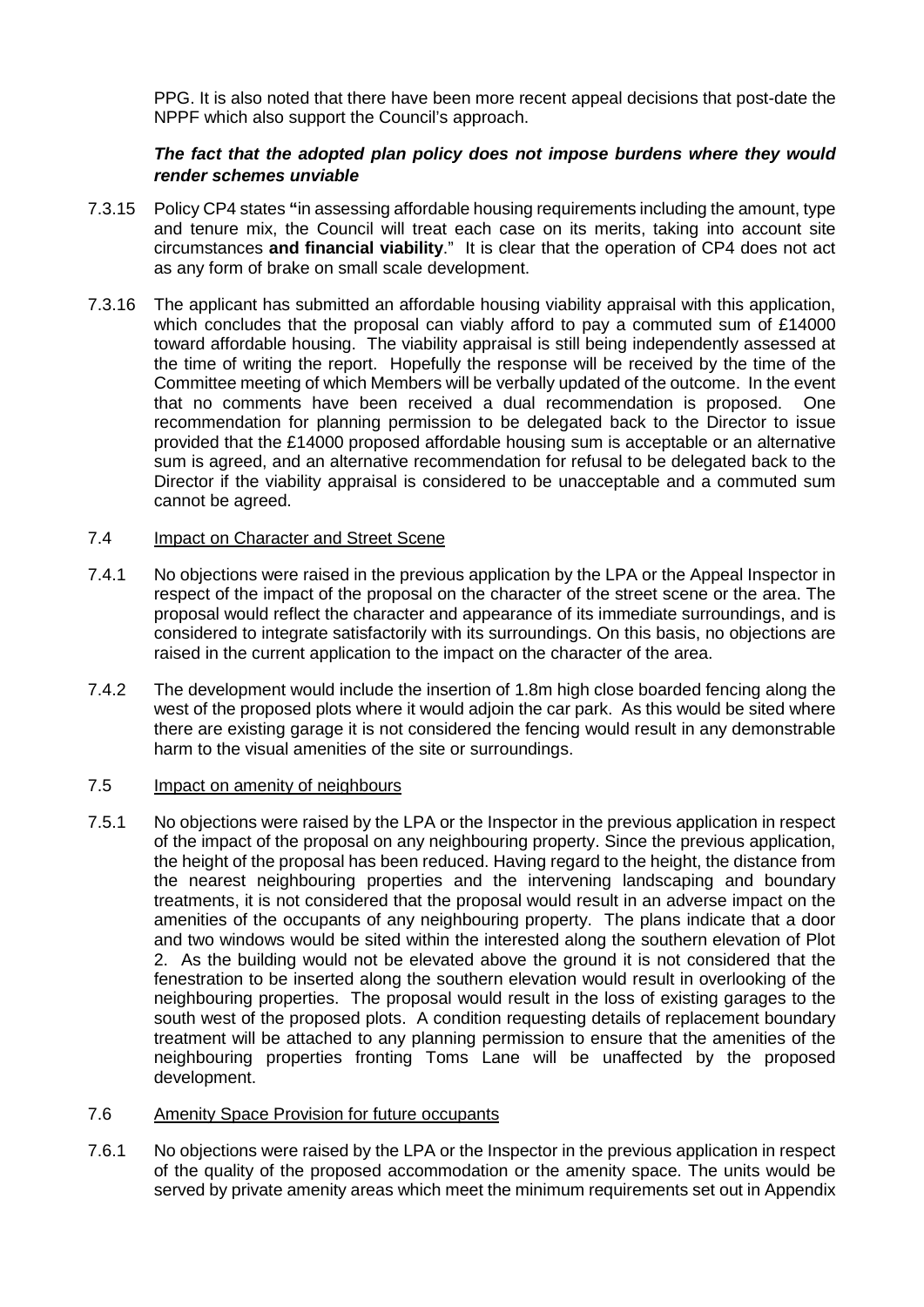PPG. It is also noted that there have been more recent appeal decisions that post-date the NPPF which also support the Council's approach.

***The fact that the adopted plan policy does not impose burdens where they would render schemes unviable***

7.3.15 Policy CP4 states **"**in assessing affordable housing requirements including the amount, type and tenure mix, the Council will treat each case on its merits, taking into account site circumstances **and financial viability**." It is clear that the operation of CP4 does not act as any form of brake on small scale development.

7.3.16 The applicant has submitted an affordable housing viability appraisal with this application, which concludes that the proposal can viably afford to pay a commuted sum of £14000 toward affordable housing. The viability appraisal is still being independently assessed at the time of writing the report. Hopefully the response will be received by the time of the Committee meeting of which Members will be verbally updated of the outcome. In the event that no comments have been received a dual recommendation is proposed. One recommendation for planning permission to be delegated back to the Director to issue provided that the £14000 proposed affordable housing sum is acceptable or an alternative sum is agreed, and an alternative recommendation for refusal to be delegated back to the Director if the viability appraisal is considered to be unacceptable and a commuted sum cannot be agreed.

7.4 Impact on Character and Street Scene

7.4.1 No objections were raised in the previous application by the LPA or the Appeal Inspector in respect of the impact of the proposal on the character of the street scene or the area. The proposal would reflect the character and appearance of its immediate surroundings, and is considered to integrate satisfactorily with its surroundings. On this basis, no objections are raised in the current application to the impact on the character of the area.

7.4.2 The development would include the insertion of 1.8m high close boarded fencing along the west of the proposed plots where it would adjoin the car park. As this would be sited where there are existing garage it is not considered the fencing would result in any demonstrable harm to the visual amenities of the site or surroundings.

7.5 Impact on amenity of neighbours

7.5.1 No objections were raised by the LPA or the Inspector in the previous application in respect of the impact of the proposal on any neighbouring property. Since the previous application, the height of the proposal has been reduced. Having regard to the height, the distance from the nearest neighbouring properties and the intervening landscaping and boundary treatments, it is not considered that the proposal would result in an adverse impact on the amenities of the occupants of any neighbouring property. The plans indicate that a door and two windows would be sited within the interested along the southern elevation of Plot 2. As the building would not be elevated above the ground it is not considered that the fenestration to be inserted along the southern elevation would result in overlooking of the neighbouring properties. The proposal would result in the loss of existing garages to the south west of the proposed plots. A condition requesting details of replacement boundary treatment will be attached to any planning permission to ensure that the amenities of the neighbouring properties fronting Toms Lane will be unaffected by the proposed development.

7.6 Amenity Space Provision for future occupants

7.6.1 No objections were raised by the LPA or the Inspector in the previous application in respect of the quality of the proposed accommodation or the amenity space. The units would be served by private amenity areas which meet the minimum requirements set out in Appendix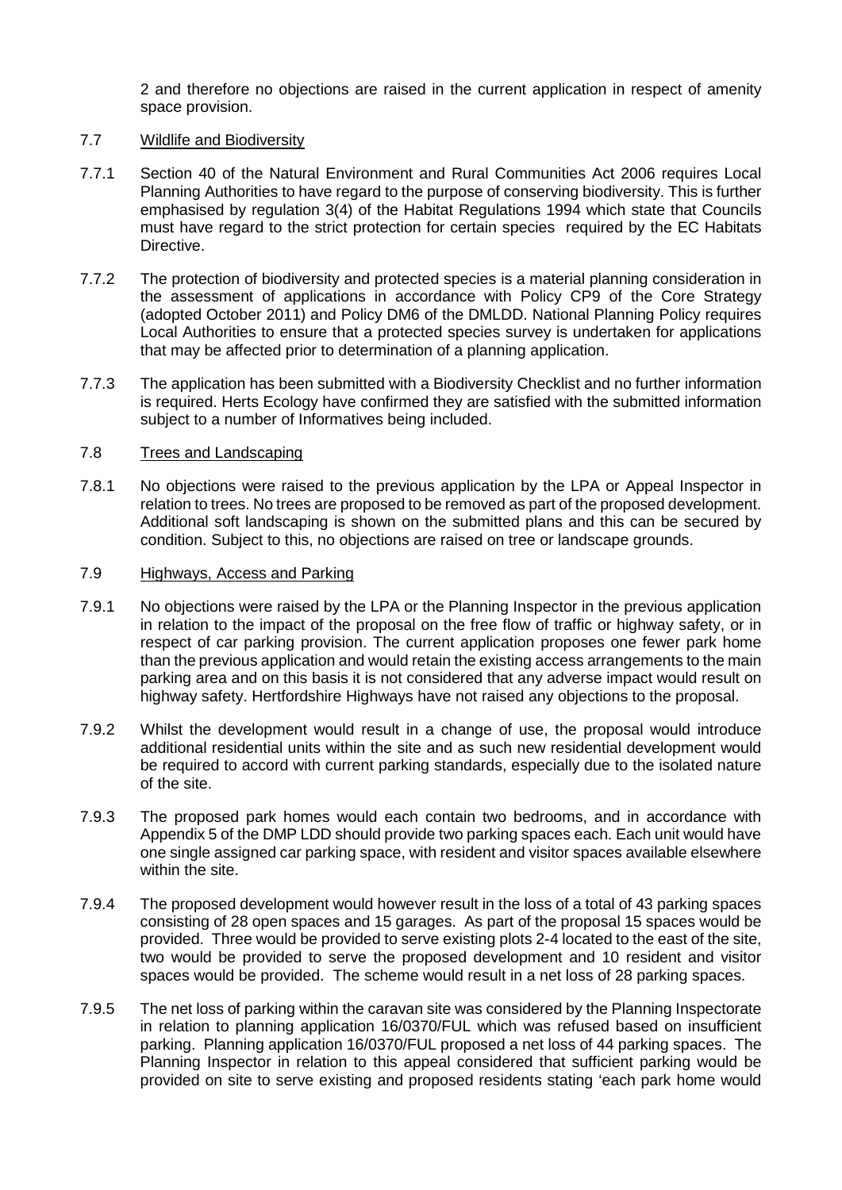2 and therefore no objections are raised in the current application in respect of amenity space provision.

7.7 Wildlife and Biodiversity

7.7.1 Section 40 of the Natural Environment and Rural Communities Act 2006 requires Local Planning Authorities to have regard to the purpose of conserving biodiversity. This is further emphasised by regulation 3(4) of the Habitat Regulations 1994 which state that Councils must have regard to the strict protection for certain species required by the EC Habitats Directive.

7.7.2 The protection of biodiversity and protected species is a material planning consideration in the assessment of applications in accordance with Policy CP9 of the Core Strategy (adopted October 2011) and Policy DM6 of the DMLDD. National Planning Policy requires Local Authorities to ensure that a protected species survey is undertaken for applications that may be affected prior to determination of a planning application.

7.7.3 The application has been submitted with a Biodiversity Checklist and no further information is required. Herts Ecology have confirmed they are satisfied with the submitted information subject to a number of Informatives being included.

7.8 Trees and Landscaping

7.8.1 No objections were raised to the previous application by the LPA or Appeal Inspector in relation to trees. No trees are proposed to be removed as part of the proposed development. Additional soft landscaping is shown on the submitted plans and this can be secured by condition. Subject to this, no objections are raised on tree or landscape grounds.

7.9 Highways, Access and Parking

7.9.1 No objections were raised by the LPA or the Planning Inspector in the previous application in relation to the impact of the proposal on the free flow of traffic or highway safety, or in respect of car parking provision. The current application proposes one fewer park home than the previous application and would retain the existing access arrangements to the main parking area and on this basis it is not considered that any adverse impact would result on highway safety. Hertfordshire Highways have not raised any objections to the proposal.

7.9.2 Whilst the development would result in a change of use, the proposal would introduce additional residential units within the site and as such new residential development would be required to accord with current parking standards, especially due to the isolated nature of the site.

7.9.3 The proposed park homes would each contain two bedrooms, and in accordance with Appendix 5 of the DMP LDD should provide two parking spaces each. Each unit would have one single assigned car parking space, with resident and visitor spaces available elsewhere within the site.

7.9.4 The proposed development would however result in the loss of a total of 43 parking spaces consisting of 28 open spaces and 15 garages. As part of the proposal 15 spaces would be provided. Three would be provided to serve existing plots 2-4 located to the east of the site, two would be provided to serve the proposed development and 10 resident and visitor spaces would be provided. The scheme would result in a net loss of 28 parking spaces.

7.9.5 The net loss of parking within the caravan site was considered by the Planning Inspectorate in relation to planning application 16/0370/FUL which was refused based on insufficient parking. Planning application 16/0370/FUL proposed a net loss of 44 parking spaces. The Planning Inspector in relation to this appeal considered that sufficient parking would be provided on site to serve existing and proposed residents stating 'each park home would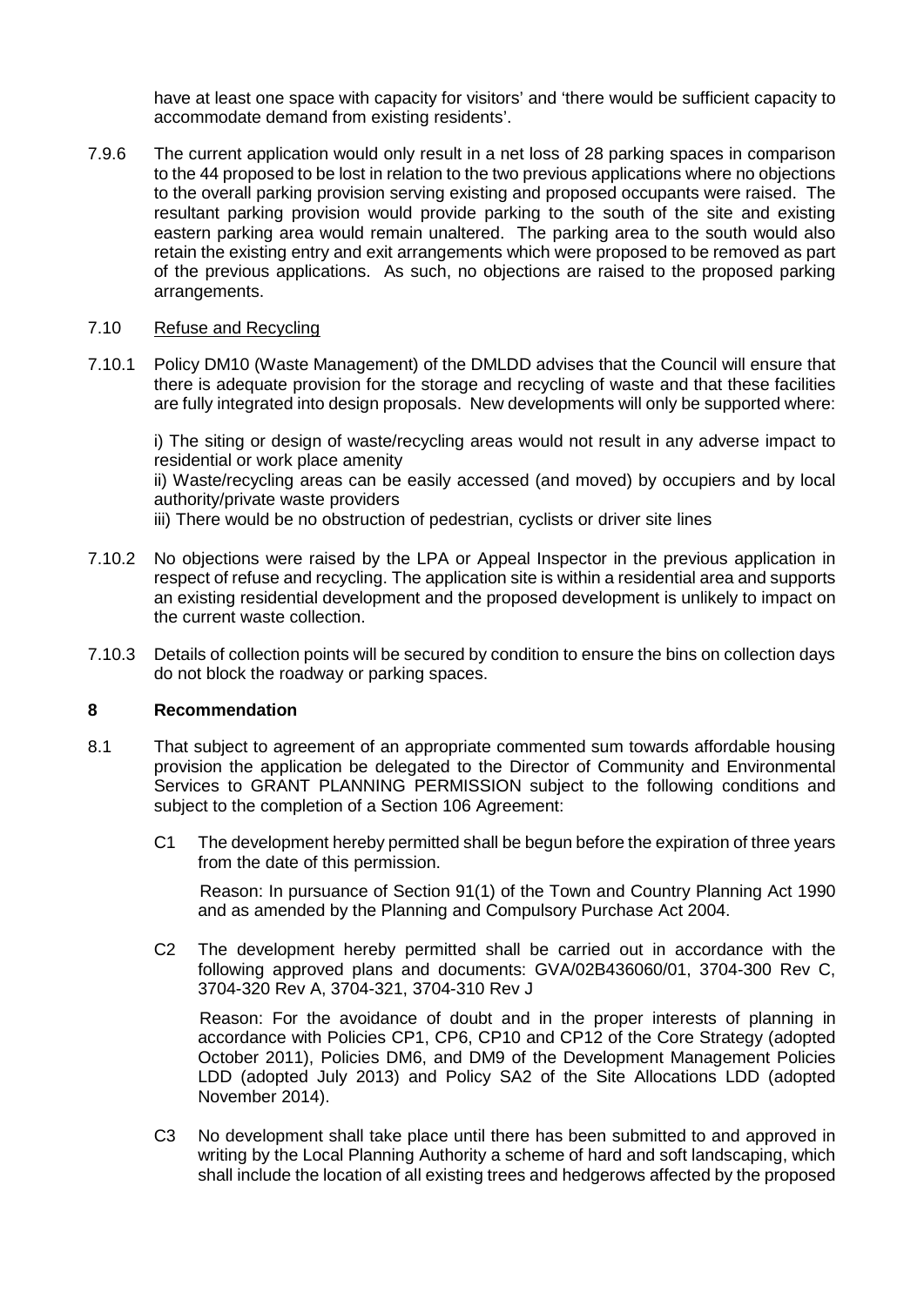have at least one space with capacity for visitors' and 'there would be sufficient capacity to accommodate demand from existing residents'.

7.9.6 The current application would only result in a net loss of 28 parking spaces in comparison to the 44 proposed to be lost in relation to the two previous applications where no objections to the overall parking provision serving existing and proposed occupants were raised. The resultant parking provision would provide parking to the south of the site and existing eastern parking area would remain unaltered. The parking area to the south would also retain the existing entry and exit arrangements which were proposed to be removed as part of the previous applications. As such, no objections are raised to the proposed parking arrangements.

7.10 Refuse and Recycling

7.10.1 Policy DM10 (Waste Management) of the DMLDD advises that the Council will ensure that there is adequate provision for the storage and recycling of waste and that these facilities are fully integrated into design proposals. New developments will only be supported where:

i) The siting or design of waste/recycling areas would not result in any adverse impact to residential or work place amenity
ii) Waste/recycling areas can be easily accessed (and moved) by occupiers and by local authority/private waste providers
iii) There would be no obstruction of pedestrian, cyclists or driver site lines

7.10.2 No objections were raised by the LPA or Appeal Inspector in the previous application in respect of refuse and recycling. The application site is within a residential area and supports an existing residential development and the proposed development is unlikely to impact on the current waste collection.

7.10.3 Details of collection points will be secured by condition to ensure the bins on collection days do not block the roadway or parking spaces.

## 8 Recommendation

8.1 That subject to agreement of an appropriate commented sum towards affordable housing provision the application be delegated to the Director of Community and Environmental Services to GRANT PLANNING PERMISSION subject to the following conditions and subject to the completion of a Section 106 Agreement:

C1 The development hereby permitted shall be begun before the expiration of three years from the date of this permission.

Reason: In pursuance of Section 91(1) of the Town and Country Planning Act 1990 and as amended by the Planning and Compulsory Purchase Act 2004.

C2 The development hereby permitted shall be carried out in accordance with the following approved plans and documents: GVA/02B436060/01, 3704-300 Rev C, 3704-320 Rev A, 3704-321, 3704-310 Rev J

Reason: For the avoidance of doubt and in the proper interests of planning in accordance with Policies CP1, CP6, CP10 and CP12 of the Core Strategy (adopted October 2011), Policies DM6, and DM9 of the Development Management Policies LDD (adopted July 2013) and Policy SA2 of the Site Allocations LDD (adopted November 2014).

C3 No development shall take place until there has been submitted to and approved in writing by the Local Planning Authority a scheme of hard and soft landscaping, which shall include the location of all existing trees and hedgerows affected by the proposed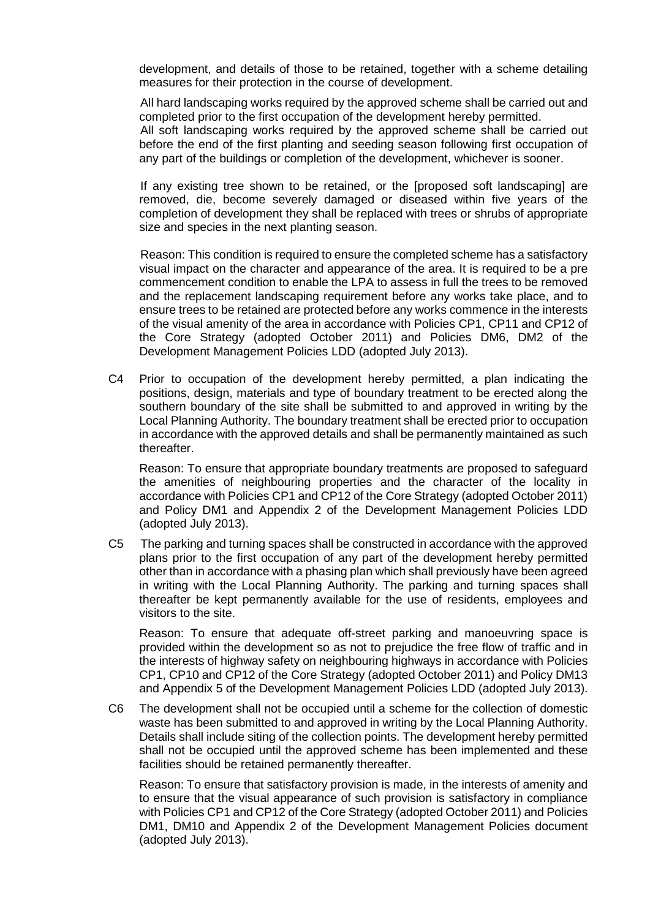development, and details of those to be retained, together with a scheme detailing measures for their protection in the course of development.

All hard landscaping works required by the approved scheme shall be carried out and completed prior to the first occupation of the development hereby permitted.
All soft landscaping works required by the approved scheme shall be carried out before the end of the first planting and seeding season following first occupation of any part of the buildings or completion of the development, whichever is sooner.

If any existing tree shown to be retained, or the [proposed soft landscaping] are removed, die, become severely damaged or diseased within five years of the completion of development they shall be replaced with trees or shrubs of appropriate size and species in the next planting season.

Reason: This condition is required to ensure the completed scheme has a satisfactory visual impact on the character and appearance of the area. It is required to be a pre commencement condition to enable the LPA to assess in full the trees to be removed and the replacement landscaping requirement before any works take place, and to ensure trees to be retained are protected before any works commence in the interests of the visual amenity of the area in accordance with Policies CP1, CP11 and CP12 of the Core Strategy (adopted October 2011) and Policies DM6, DM2 of the Development Management Policies LDD (adopted July 2013).

C4 Prior to occupation of the development hereby permitted, a plan indicating the positions, design, materials and type of boundary treatment to be erected along the southern boundary of the site shall be submitted to and approved in writing by the Local Planning Authority. The boundary treatment shall be erected prior to occupation in accordance with the approved details and shall be permanently maintained as such thereafter.

Reason: To ensure that appropriate boundary treatments are proposed to safeguard the amenities of neighbouring properties and the character of the locality in accordance with Policies CP1 and CP12 of the Core Strategy (adopted October 2011) and Policy DM1 and Appendix 2 of the Development Management Policies LDD (adopted July 2013).

C5 The parking and turning spaces shall be constructed in accordance with the approved plans prior to the first occupation of any part of the development hereby permitted other than in accordance with a phasing plan which shall previously have been agreed in writing with the Local Planning Authority. The parking and turning spaces shall thereafter be kept permanently available for the use of residents, employees and visitors to the site.

Reason: To ensure that adequate off-street parking and manoeuvring space is provided within the development so as not to prejudice the free flow of traffic and in the interests of highway safety on neighbouring highways in accordance with Policies CP1, CP10 and CP12 of the Core Strategy (adopted October 2011) and Policy DM13 and Appendix 5 of the Development Management Policies LDD (adopted July 2013).

C6 The development shall not be occupied until a scheme for the collection of domestic waste has been submitted to and approved in writing by the Local Planning Authority. Details shall include siting of the collection points. The development hereby permitted shall not be occupied until the approved scheme has been implemented and these facilities should be retained permanently thereafter.

Reason: To ensure that satisfactory provision is made, in the interests of amenity and to ensure that the visual appearance of such provision is satisfactory in compliance with Policies CP1 and CP12 of the Core Strategy (adopted October 2011) and Policies DM1, DM10 and Appendix 2 of the Development Management Policies document (adopted July 2013).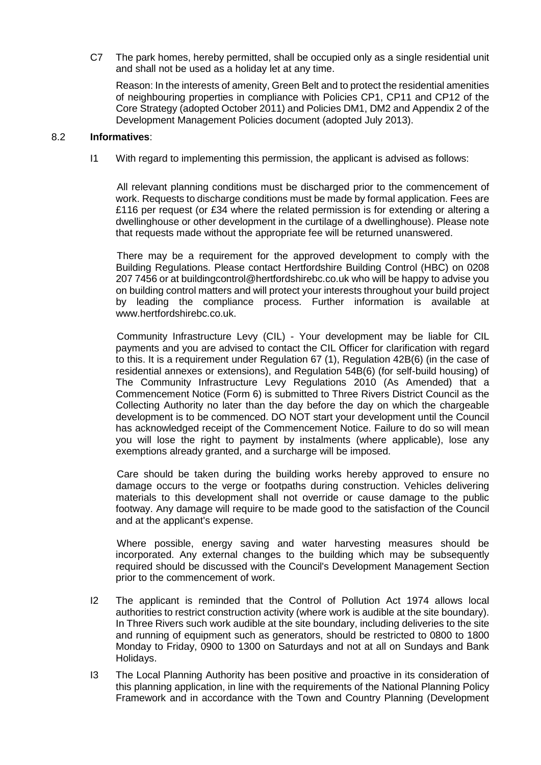C7 The park homes, hereby permitted, shall be occupied only as a single residential unit and shall not be used as a holiday let at any time.

Reason: In the interests of amenity, Green Belt and to protect the residential amenities of neighbouring properties in compliance with Policies CP1, CP11 and CP12 of the Core Strategy (adopted October 2011) and Policies DM1, DM2 and Appendix 2 of the Development Management Policies document (adopted July 2013).

8.2 **Informatives**:

I1 With regard to implementing this permission, the applicant is advised as follows:

All relevant planning conditions must be discharged prior to the commencement of work. Requests to discharge conditions must be made by formal application. Fees are £116 per request (or £34 where the related permission is for extending or altering a dwellinghouse or other development in the curtilage of a dwellinghouse). Please note that requests made without the appropriate fee will be returned unanswered.

There may be a requirement for the approved development to comply with the Building Regulations. Please contact Hertfordshire Building Control (HBC) on 0208 207 7456 or at buildingcontrol@hertfordshirebc.co.uk who will be happy to advise you on building control matters and will protect your interests throughout your build project by leading the compliance process. Further information is available at www.hertfordshirebc.co.uk.

Community Infrastructure Levy (CIL) - Your development may be liable for CIL payments and you are advised to contact the CIL Officer for clarification with regard to this. It is a requirement under Regulation 67 (1), Regulation 42B(6) (in the case of residential annexes or extensions), and Regulation 54B(6) (for self-build housing) of The Community Infrastructure Levy Regulations 2010 (As Amended) that a Commencement Notice (Form 6) is submitted to Three Rivers District Council as the Collecting Authority no later than the day before the day on which the chargeable development is to be commenced. DO NOT start your development until the Council has acknowledged receipt of the Commencement Notice. Failure to do so will mean you will lose the right to payment by instalments (where applicable), lose any exemptions already granted, and a surcharge will be imposed.

Care should be taken during the building works hereby approved to ensure no damage occurs to the verge or footpaths during construction. Vehicles delivering materials to this development shall not override or cause damage to the public footway. Any damage will require to be made good to the satisfaction of the Council and at the applicant's expense.

Where possible, energy saving and water harvesting measures should be incorporated. Any external changes to the building which may be subsequently required should be discussed with the Council's Development Management Section prior to the commencement of work.

I2 The applicant is reminded that the Control of Pollution Act 1974 allows local authorities to restrict construction activity (where work is audible at the site boundary). In Three Rivers such work audible at the site boundary, including deliveries to the site and running of equipment such as generators, should be restricted to 0800 to 1800 Monday to Friday, 0900 to 1300 on Saturdays and not at all on Sundays and Bank Holidays.

I3 The Local Planning Authority has been positive and proactive in its consideration of this planning application, in line with the requirements of the National Planning Policy Framework and in accordance with the Town and Country Planning (Development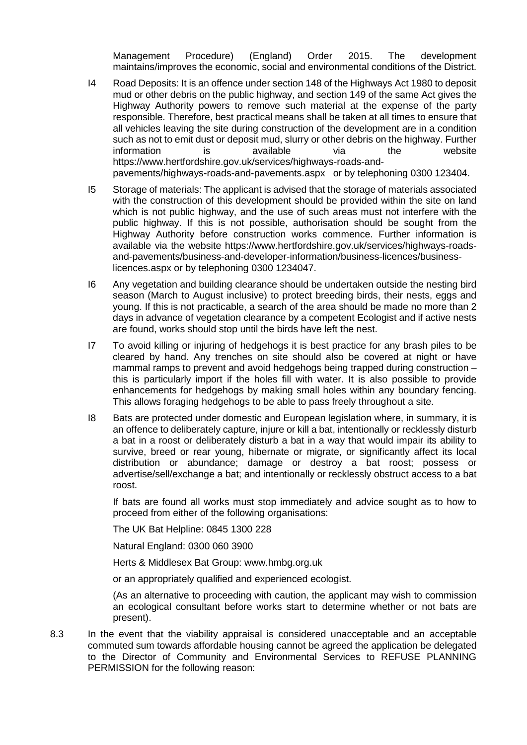Management Procedure) (England) Order 2015. The development maintains/improves the economic, social and environmental conditions of the District.

I4 Road Deposits: It is an offence under section 148 of the Highways Act 1980 to deposit mud or other debris on the public highway, and section 149 of the same Act gives the Highway Authority powers to remove such material at the expense of the party responsible. Therefore, best practical means shall be taken at all times to ensure that all vehicles leaving the site during construction of the development are in a condition such as not to emit dust or deposit mud, slurry or other debris on the highway. Further information is available via the website https://www.hertfordshire.gov.uk/services/highways-roads-and-pavements/highways-roads-and-pavements.aspx or by telephoning 0300 123404.

I5 Storage of materials: The applicant is advised that the storage of materials associated with the construction of this development should be provided within the site on land which is not public highway, and the use of such areas must not interfere with the public highway. If this is not possible, authorisation should be sought from the Highway Authority before construction works commence. Further information is available via the website https://www.hertfordshire.gov.uk/services/highways-roads-and-pavements/business-and-developer-information/business-licences/business-licences.aspx or by telephoning 0300 1234047.

I6 Any vegetation and building clearance should be undertaken outside the nesting bird season (March to August inclusive) to protect breeding birds, their nests, eggs and young. If this is not practicable, a search of the area should be made no more than 2 days in advance of vegetation clearance by a competent Ecologist and if active nests are found, works should stop until the birds have left the nest.

I7 To avoid killing or injuring of hedgehogs it is best practice for any brash piles to be cleared by hand. Any trenches on site should also be covered at night or have mammal ramps to prevent and avoid hedgehogs being trapped during construction – this is particularly import if the holes fill with water. It is also possible to provide enhancements for hedgehogs by making small holes within any boundary fencing. This allows foraging hedgehogs to be able to pass freely throughout a site.

I8 Bats are protected under domestic and European legislation where, in summary, it is an offence to deliberately capture, injure or kill a bat, intentionally or recklessly disturb a bat in a roost or deliberately disturb a bat in a way that would impair its ability to survive, breed or rear young, hibernate or migrate, or significantly affect its local distribution or abundance; damage or destroy a bat roost; possess or advertise/sell/exchange a bat; and intentionally or recklessly obstruct access to a bat roost.

If bats are found all works must stop immediately and advice sought as to how to proceed from either of the following organisations:

The UK Bat Helpline: 0845 1300 228

Natural England: 0300 060 3900

Herts & Middlesex Bat Group: www.hmbg.org.uk

or an appropriately qualified and experienced ecologist.

(As an alternative to proceeding with caution, the applicant may wish to commission an ecological consultant before works start to determine whether or not bats are present).

8.3 In the event that the viability appraisal is considered unacceptable and an acceptable commuted sum towards affordable housing cannot be agreed the application be delegated to the Director of Community and Environmental Services to REFUSE PLANNING PERMISSION for the following reason: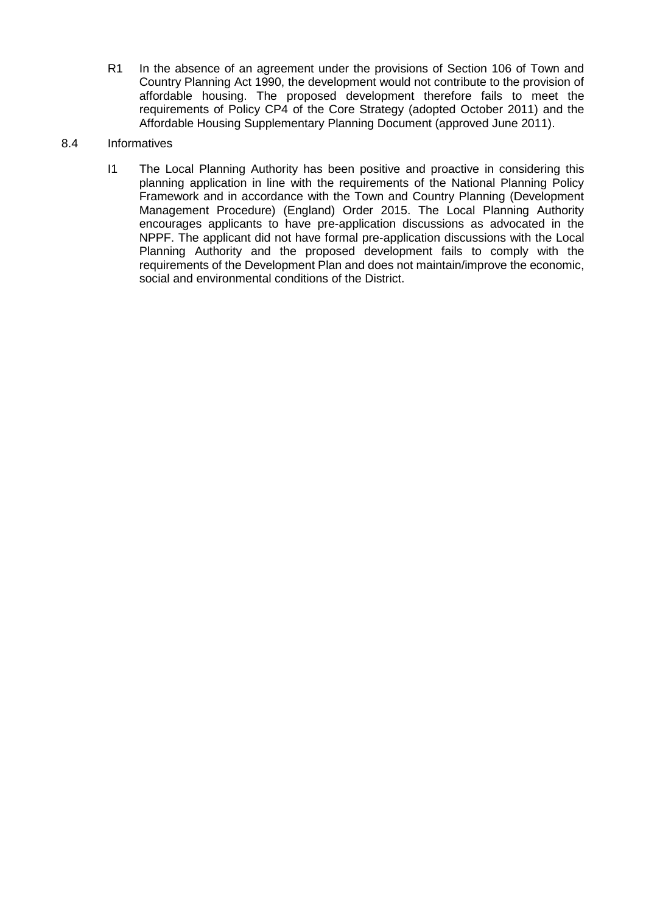R1 In the absence of an agreement under the provisions of Section 106 of Town and Country Planning Act 1990, the development would not contribute to the provision of affordable housing. The proposed development therefore fails to meet the requirements of Policy CP4 of the Core Strategy (adopted October 2011) and the Affordable Housing Supplementary Planning Document (approved June 2011).

8.4 Informatives

I1 The Local Planning Authority has been positive and proactive in considering this planning application in line with the requirements of the National Planning Policy Framework and in accordance with the Town and Country Planning (Development Management Procedure) (England) Order 2015. The Local Planning Authority encourages applicants to have pre-application discussions as advocated in the NPPF. The applicant did not have formal pre-application discussions with the Local Planning Authority and the proposed development fails to comply with the requirements of the Development Plan and does not maintain/improve the economic, social and environmental conditions of the District.